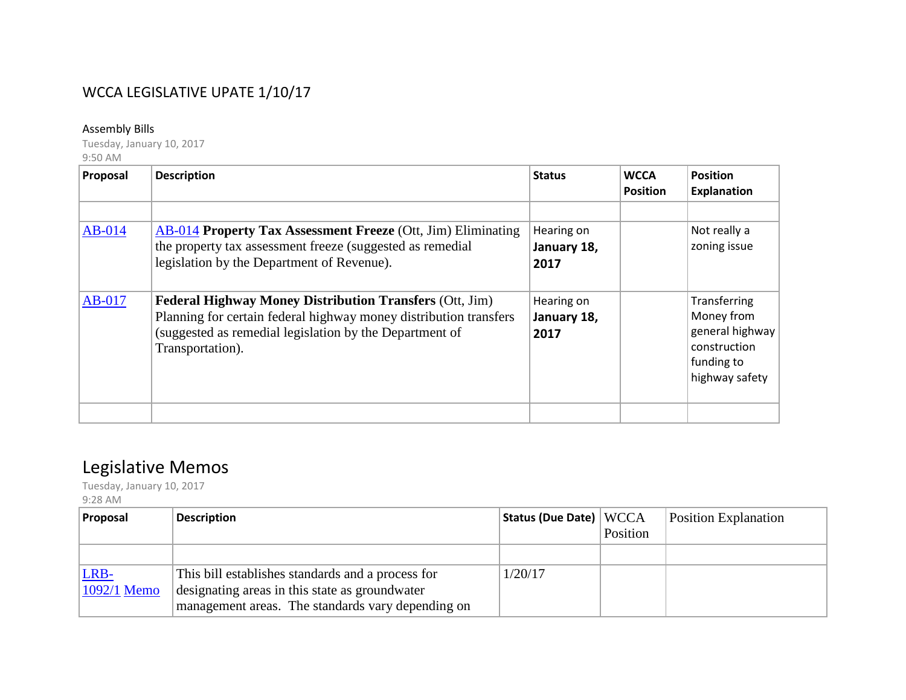# WCCA LEGISLATIVE UPATE 1/10/17

Assembly Bills

Tuesday, January 10, 2017

9:50 AM

| Proposal | Description | Status | WCCA Position | Position Explanation |
|---|---|---|---|---|
| | | | | |
| AB-014 | AB-014 **Property Tax Assessment Freeze** (Ott, Jim) Eliminating the property tax assessment freeze (suggested as remedial legislation by the Department of Revenue). | Hearing on **January 18, 2017** | | Not really a zoning issue |
| AB-017 | **Federal Highway Money Distribution Transfers** (Ott, Jim) Planning for certain federal highway money distribution transfers (suggested as remedial legislation by the Department of Transportation). | Hearing on **January 18, 2017** | | Transferring Money from general highway construction funding to highway safety |
| | | | | |

## Legislative Memos

Tuesday, January 10, 2017

9:28 AM

| Proposal | Description | Status (Due Date) | WCCA Position | Position Explanation |
|---|---|---|---|---|
| | | | | |
| LRB-1092/1 Memo | This bill establishes standards and a process for designating areas in this state as groundwater management areas. The standards vary depending on | 1/20/17 | | |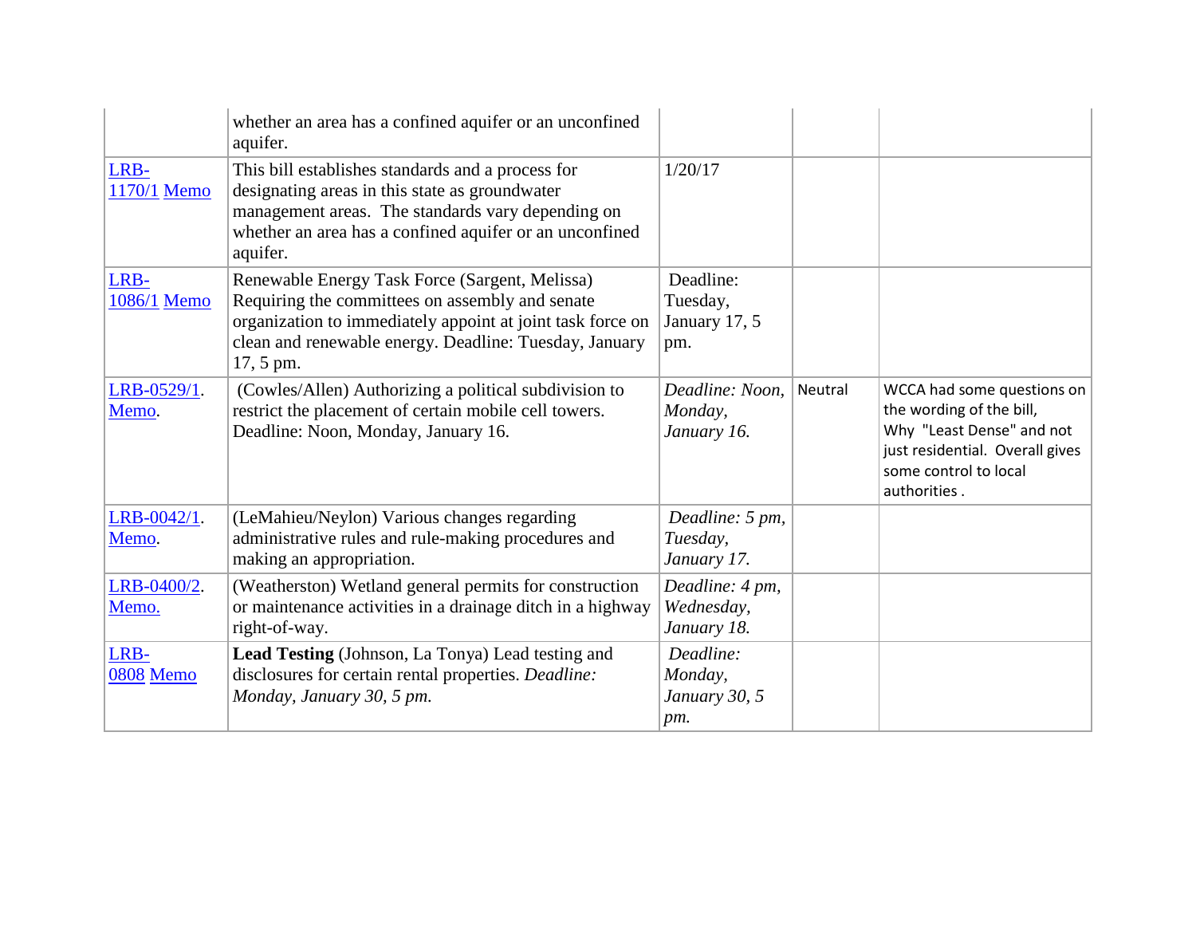| | | | | |
|---|---|---|---|---|
| | whether an area has a confined aquifer or an unconfined aquifer. | | | |
| LRB-1170/1 Memo | This bill establishes standards and a process for designating areas in this state as groundwater management areas. The standards vary depending on whether an area has a confined aquifer or an unconfined aquifer. | 1/20/17 | | |
| LRB-1086/1 Memo | Renewable Energy Task Force (Sargent, Melissa) Requiring the committees on assembly and senate organization to immediately appoint at joint task force on clean and renewable energy. Deadline: Tuesday, January 17, 5 pm. | Deadline: Tuesday, January 17, 5 pm. | | |
| LRB-0529/1. Memo. | (Cowles/Allen) Authorizing a political subdivision to restrict the placement of certain mobile cell towers. Deadline: Noon, Monday, January 16. | *Deadline: Noon, Monday, January 16.* | Neutral | WCCA had some questions on the wording of the bill, Why "Least Dense" and not just residential. Overall gives some control to local authorities . |
| LRB-0042/1. Memo. | (LeMahieu/Neylon) Various changes regarding administrative rules and rule-making procedures and making an appropriation. | *Deadline: 5 pm, Tuesday, January 17.* | | |
| LRB-0400/2. Memo. | (Weatherston) Wetland general permits for construction or maintenance activities in a drainage ditch in a highway right-of-way. | *Deadline: 4 pm, Wednesday, January 18.* | | |
| LRB-0808 Memo | **Lead Testing** (Johnson, La Tonya) Lead testing and disclosures for certain rental properties. *Deadline: Monday, January 30, 5 pm.* | *Deadline: Monday, January 30, 5 pm.* | | |